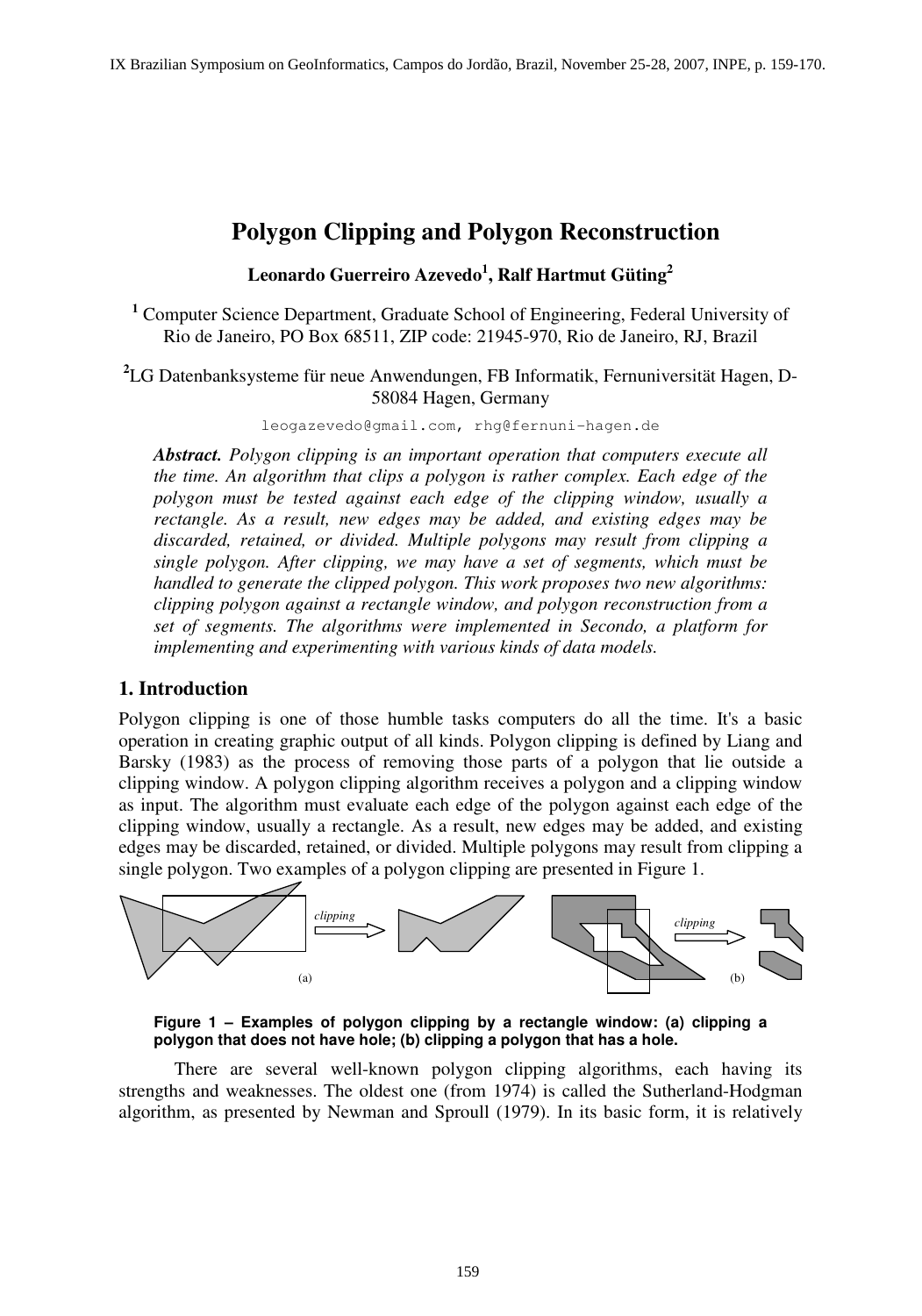# Polygon Clipping and Polygon Reconstruction

**Leonardo Guerreiro Azevedo[1], Ralf Hartmut Güting[2]**

[1] Computer Science Department, Graduate School of Engineering, Federal University of Rio de Janeiro, PO Box 68511, ZIP code: 21945-970, Rio de Janeiro, RJ, Brazil

[2] LG Datenbanksysteme für neue Anwendungen, FB Informatik, Fernuniversität Hagen, D-58084 Hagen, Germany

leogazevedo@gmail.com, rhg@fernuni-hagen.de

***Abstract.*** *Polygon clipping is an important operation that computers execute all the time. An algorithm that clips a polygon is rather complex. Each edge of the polygon must be tested against each edge of the clipping window, usually a rectangle. As a result, new edges may be added, and existing edges may be discarded, retained, or divided. Multiple polygons may result from clipping a single polygon. After clipping, we may have a set of segments, which must be handled to generate the clipped polygon. This work proposes two new algorithms: clipping polygon against a rectangle window, and polygon reconstruction from a set of segments. The algorithms were implemented in Secondo, a platform for implementing and experimenting with various kinds of data models.*

## 1. Introduction

Polygon clipping is one of those humble tasks computers do all the time. It's a basic operation in creating graphic output of all kinds. Polygon clipping is defined by Liang and Barsky (1983) as the process of removing those parts of a polygon that lie outside a clipping window. A polygon clipping algorithm receives a polygon and a clipping window as input. The algorithm must evaluate each edge of the polygon against each edge of the clipping window, usually a rectangle. As a result, new edges may be added, and existing edges may be discarded, retained, or divided. Multiple polygons may result from clipping a single polygon. Two examples of a polygon clipping are presented in Figure 1.

**Figure 1 – Examples of polygon clipping by a rectangle window: (a) clipping a polygon that does not have hole; (b) clipping a polygon that has a hole.**

There are several well-known polygon clipping algorithms, each having its strengths and weaknesses. The oldest one (from 1974) is called the Sutherland-Hodgman algorithm, as presented by Newman and Sproull (1979). In its basic form, it is relatively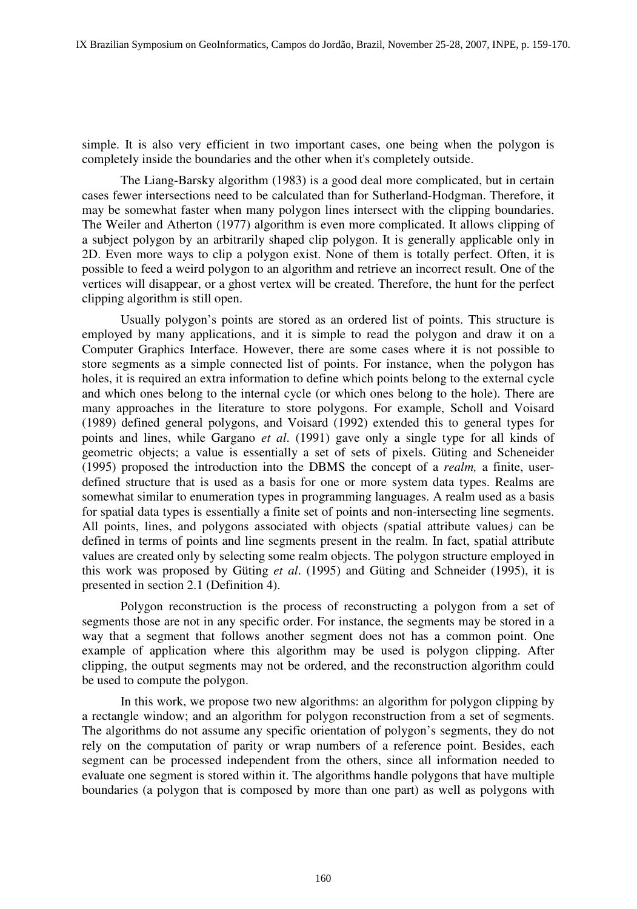simple. It is also very efficient in two important cases, one being when the polygon is completely inside the boundaries and the other when it's completely outside.

The Liang-Barsky algorithm (1983) is a good deal more complicated, but in certain cases fewer intersections need to be calculated than for Sutherland-Hodgman. Therefore, it may be somewhat faster when many polygon lines intersect with the clipping boundaries. The Weiler and Atherton (1977) algorithm is even more complicated. It allows clipping of a subject polygon by an arbitrarily shaped clip polygon. It is generally applicable only in 2D. Even more ways to clip a polygon exist. None of them is totally perfect. Often, it is possible to feed a weird polygon to an algorithm and retrieve an incorrect result. One of the vertices will disappear, or a ghost vertex will be created. Therefore, the hunt for the perfect clipping algorithm is still open.

Usually polygon's points are stored as an ordered list of points. This structure is employed by many applications, and it is simple to read the polygon and draw it on a Computer Graphics Interface. However, there are some cases where it is not possible to store segments as a simple connected list of points. For instance, when the polygon has holes, it is required an extra information to define which points belong to the external cycle and which ones belong to the internal cycle (or which ones belong to the hole). There are many approaches in the literature to store polygons. For example, Scholl and Voisard (1989) defined general polygons, and Voisard (1992) extended this to general types for points and lines, while Gargano *et al*. (1991) gave only a single type for all kinds of geometric objects; a value is essentially a set of sets of pixels. Güting and Scheneider (1995) proposed the introduction into the DBMS the concept of a *realm,* a finite, user-defined structure that is used as a basis for one or more system data types. Realms are somewhat similar to enumeration types in programming languages. A realm used as a basis for spatial data types is essentially a finite set of points and non-intersecting line segments. All points, lines, and polygons associated with objects *(*spatial attribute values*)* can be defined in terms of points and line segments present in the realm. In fact, spatial attribute values are created only by selecting some realm objects. The polygon structure employed in this work was proposed by Güting *et al*. (1995) and Güting and Schneider (1995), it is presented in section 2.1 (Definition 4).

Polygon reconstruction is the process of reconstructing a polygon from a set of segments those are not in any specific order. For instance, the segments may be stored in a way that a segment that follows another segment does not has a common point. One example of application where this algorithm may be used is polygon clipping. After clipping, the output segments may not be ordered, and the reconstruction algorithm could be used to compute the polygon.

In this work, we propose two new algorithms: an algorithm for polygon clipping by a rectangle window; and an algorithm for polygon reconstruction from a set of segments. The algorithms do not assume any specific orientation of polygon's segments, they do not rely on the computation of parity or wrap numbers of a reference point. Besides, each segment can be processed independent from the others, since all information needed to evaluate one segment is stored within it. The algorithms handle polygons that have multiple boundaries (a polygon that is composed by more than one part) as well as polygons with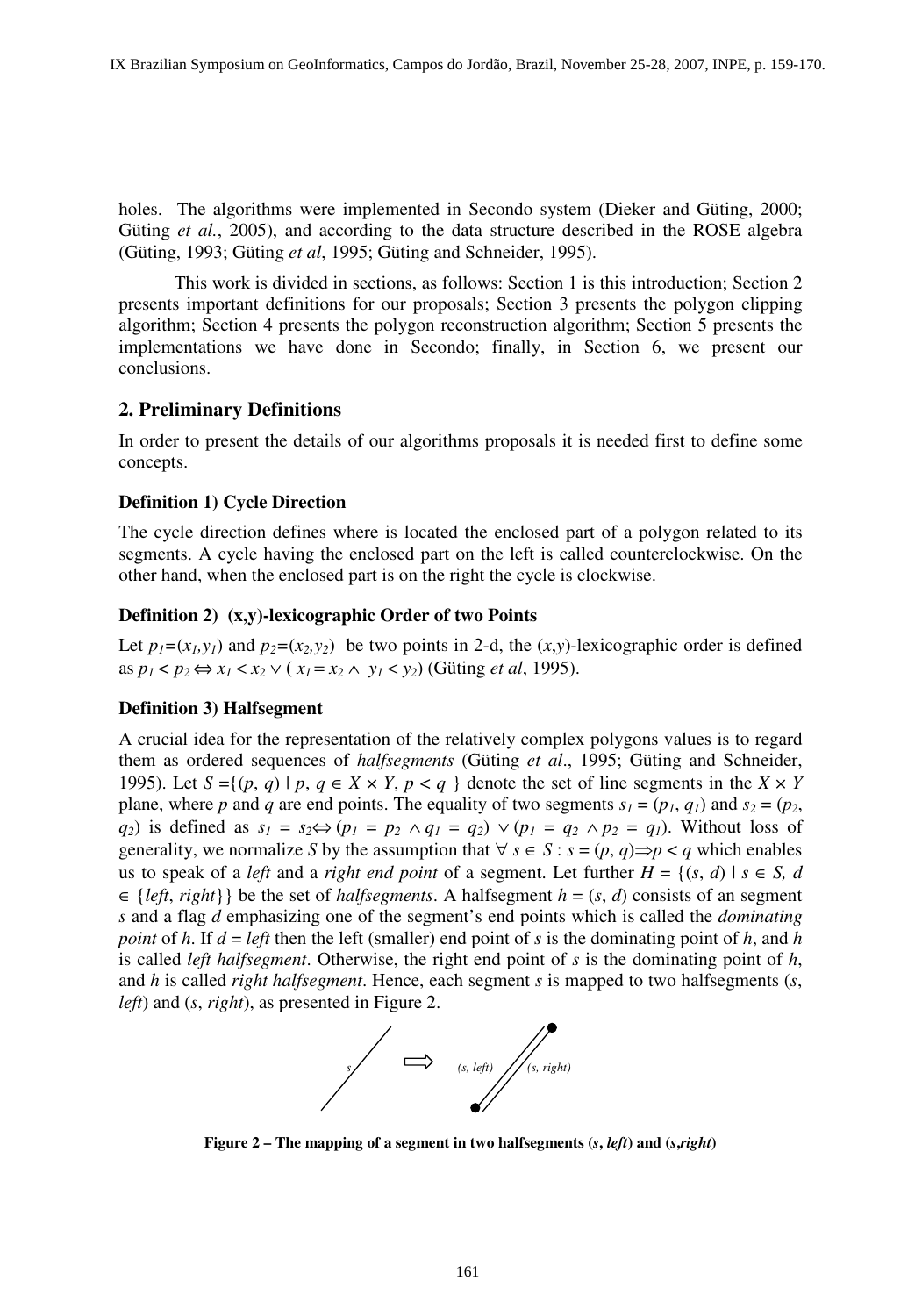holes. The algorithms were implemented in Secondo system (Dieker and Güting, 2000; Güting *et al.*, 2005), and according to the data structure described in the ROSE algebra (Güting, 1993; Güting *et al*, 1995; Güting and Schneider, 1995).

This work is divided in sections, as follows: Section 1 is this introduction; Section 2 presents important definitions for our proposals; Section 3 presents the polygon clipping algorithm; Section 4 presents the polygon reconstruction algorithm; Section 5 presents the implementations we have done in Secondo; finally, in Section 6, we present our conclusions.

## 2. Preliminary Definitions

In order to present the details of our algorithms proposals it is needed first to define some concepts.

### Definition 1) Cycle Direction

The cycle direction defines where is located the enclosed part of a polygon related to its segments. A cycle having the enclosed part on the left is called counterclockwise. On the other hand, when the enclosed part is on the right the cycle is clockwise.

### Definition 2) (x,y)-lexicographic Order of two Points

Let $p_1=(x_1,y_1)$ and $p_2=(x_2,y_2)$ be two points in 2-d, the $(x,y)$-lexicographic order is defined as $p_1 < p_2 \Leftrightarrow x_1 < x_2 \vee ( x_1 = x_2 \wedge y_1 < y_2)$ (Güting *et al*, 1995).

### Definition 3) Halfsegment

A crucial idea for the representation of the relatively complex polygons values is to regard them as ordered sequences of *halfsegments* (Güting *et al*., 1995; Güting and Schneider, 1995). Let $S =\{(p, q) \mid p, q \in X \times Y, p < q \}$ denote the set of line segments in the $X \times Y$ plane, where $p$ and $q$ are end points. The equality of two segments $s_1 = (p_1, q_1)$ and $s_2 = (p_2, q_2)$ is defined as $s_1 = s_2 \Leftrightarrow (p_1 = p_2 \wedge q_1 = q_2) \vee (p_1 = q_2 \wedge p_2 = q_1)$. Without loss of generality, we normalize $S$ by the assumption that $\forall s \in S : s = (p, q) \Rightarrow p < q$ which enables us to speak of a *left* and a *right end point* of a segment. Let further $H = \{(s, d) \mid s \in S, d \in \{left, right\}\}$ be the set of *halfsegments*. A halfsegment $h = (s, d)$ consists of an segment $s$ and a flag $d$ emphasizing one of the segment's end points which is called the *dominating point* of $h$. If $d = left$ then the left (smaller) end point of $s$ is the dominating point of $h$, and $h$ is called *left halfsegment*. Otherwise, the right end point of $s$ is the dominating point of $h$, and $h$ is called *right halfsegment*. Hence, each segment $s$ is mapped to two halfsegments ($s$, *left*) and ($s$, *right*), as presented in Figure 2.

**Figure 2 – The mapping of a segment in two halfsegments (*s*, *left*) and (*s*,*right*)**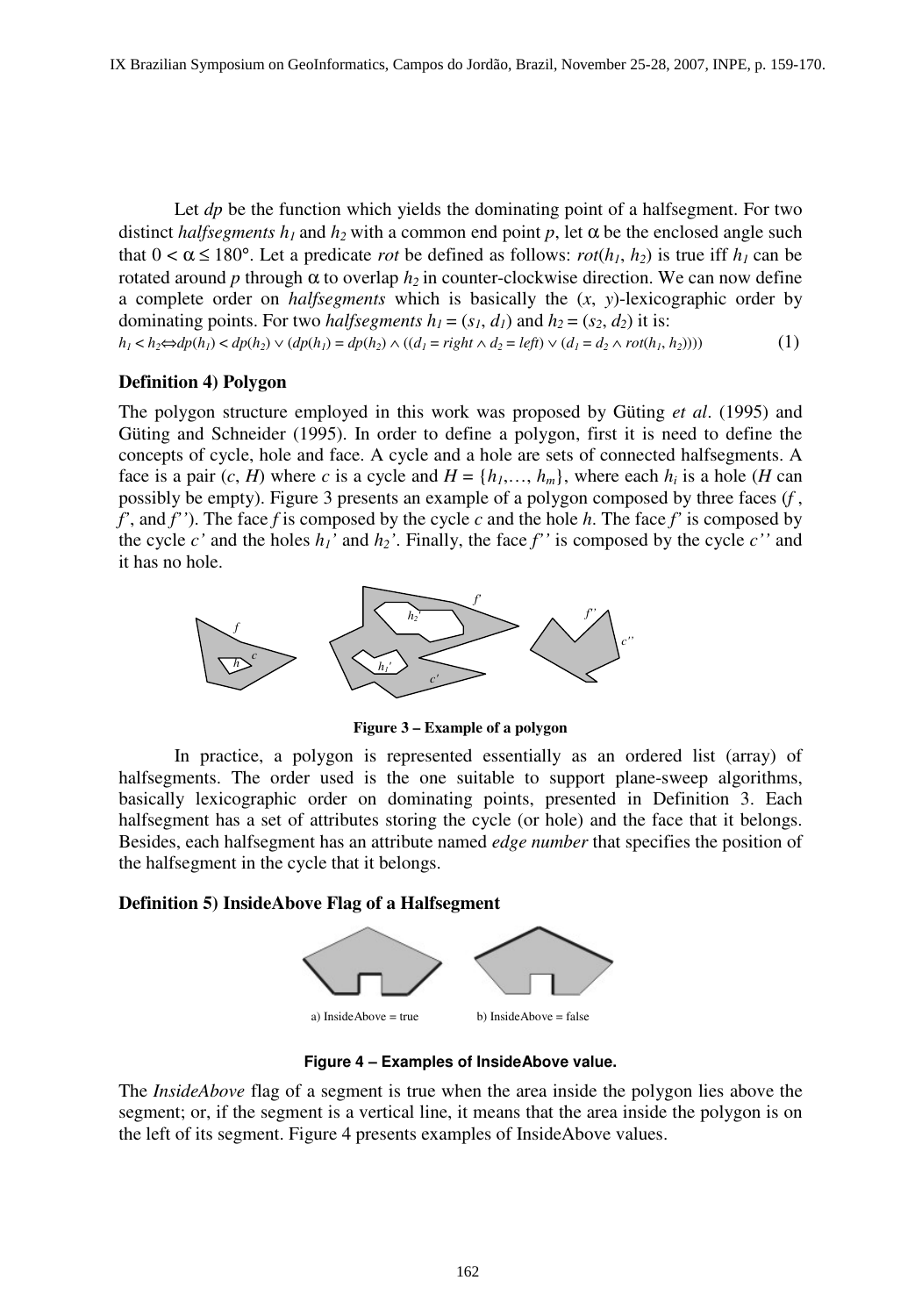Let $dp$ be the function which yields the dominating point of a halfsegment. For two distinct *halfsegments* $h_1$ and $h_2$ with a common end point $p$, let $\alpha$ be the enclosed angle such that $0 < \alpha \leq 180°$. Let a predicate *rot* be defined as follows: $rot(h_1, h_2)$ is true iff $h_1$ can be rotated around $p$ through $\alpha$ to overlap $h_2$ in counter-clockwise direction. We can now define a complete order on *halfsegments* which is basically the $(x, y)$-lexicographic order by dominating points. For two *halfsegments* $h_1 = (s_1, d_1)$ and $h_2 = (s_2, d_2)$ it is:

$$h_1 < h_2 \Leftrightarrow dp(h_1) < dp(h_2) \vee (dp(h_1) = dp(h_2) \wedge ((d_1 = right \wedge d_2 = left) \vee (d_1 = d_2 \wedge rot(h_1, h_2)))) \quad (1)$$

**Definition 4) Polygon**

The polygon structure employed in this work was proposed by Güting *et al*. (1995) and Güting and Schneider (1995). In order to define a polygon, first it is need to define the concepts of cycle, hole and face. A cycle and a hole are sets of connected halfsegments. A face is a pair $(c, H)$ where $c$ is a cycle and $H = \{h_1,\ldots, h_m\}$, where each $h_i$ is a hole ($H$ can possibly be empty). Figure 3 presents an example of a polygon composed by three faces ($f$ , $f'$, and $f''$). The face $f$ is composed by the cycle $c$ and the hole $h$. The face $f'$ is composed by the cycle $c'$ and the holes $h_1'$ and $h_2'$. Finally, the face $f''$ is composed by the cycle $c''$ and it has no hole.

**Figure 3 – Example of a polygon**

In practice, a polygon is represented essentially as an ordered list (array) of halfsegments. The order used is the one suitable to support plane-sweep algorithms, basically lexicographic order on dominating points, presented in Definition 3. Each halfsegment has a set of attributes storing the cycle (or hole) and the face that it belongs. Besides, each halfsegment has an attribute named *edge number* that specifies the position of the halfsegment in the cycle that it belongs.

**Definition 5) InsideAbove Flag of a Halfsegment**

a) InsideAbove = true b) InsideAbove = false

**Figure 4 – Examples of InsideAbove value.**

The *InsideAbove* flag of a segment is true when the area inside the polygon lies above the segment; or, if the segment is a vertical line, it means that the area inside the polygon is on the left of its segment. Figure 4 presents examples of InsideAbove values.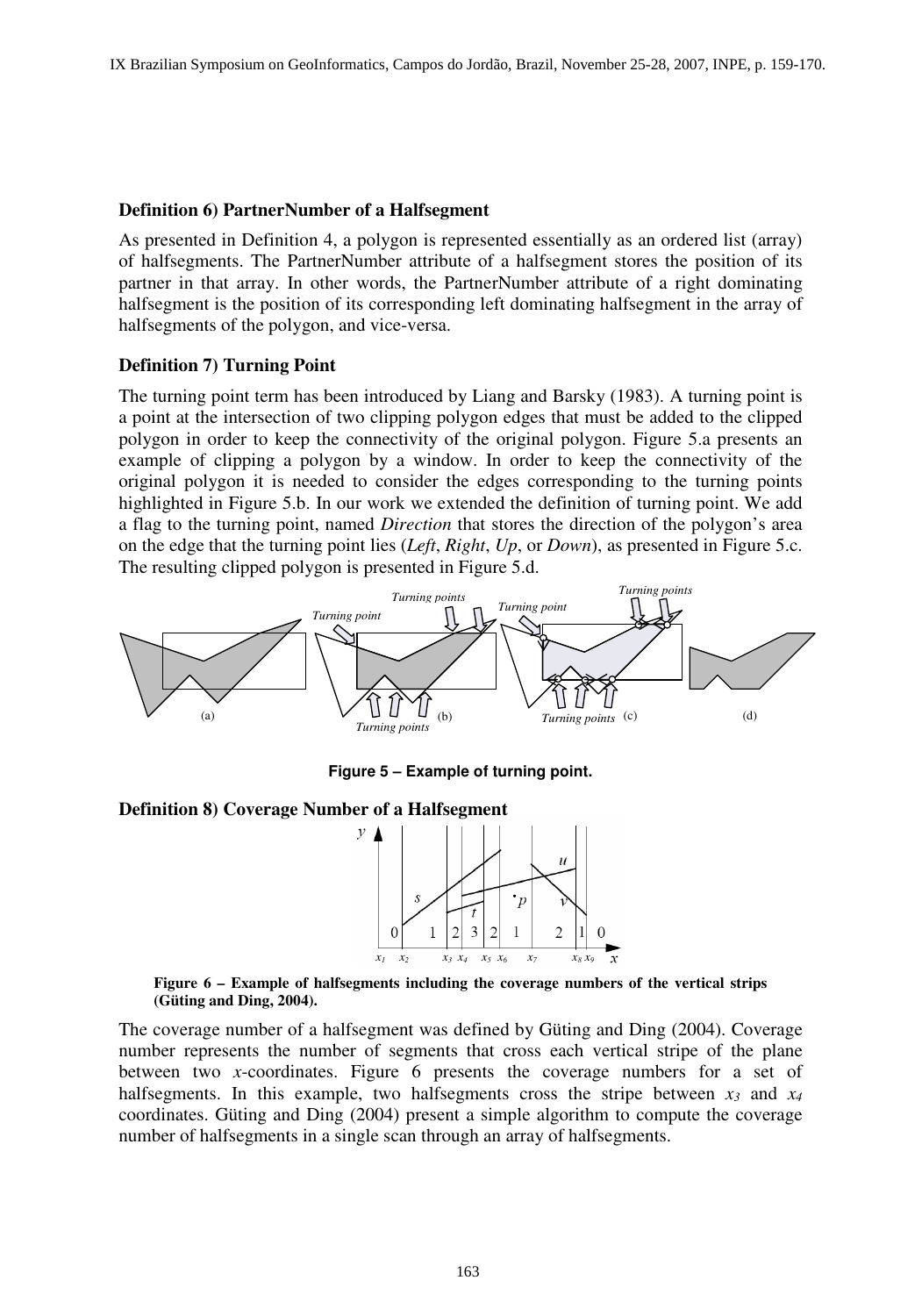**Definition 6) PartnerNumber of a Halfsegment**

As presented in Definition 4, a polygon is represented essentially as an ordered list (array) of halfsegments. The PartnerNumber attribute of a halfsegment stores the position of its partner in that array. In other words, the PartnerNumber attribute of a right dominating halfsegment is the position of its corresponding left dominating halfsegment in the array of halfsegments of the polygon, and vice-versa.

**Definition 7) Turning Point**

The turning point term has been introduced by Liang and Barsky (1983). A turning point is a point at the intersection of two clipping polygon edges that must be added to the clipped polygon in order to keep the connectivity of the original polygon. Figure 5.a presents an example of clipping a polygon by a window. In order to keep the connectivity of the original polygon it is needed to consider the edges corresponding to the turning points highlighted in Figure 5.b. In our work we extended the definition of turning point. We add a flag to the turning point, named *Direction* that stores the direction of the polygon's area on the edge that the turning point lies (*Left*, *Right*, *Up*, or *Down*), as presented in Figure 5.c. The resulting clipped polygon is presented in Figure 5.d.

**Figure 5 – Example of turning point.**

**Definition 8) Coverage Number of a Halfsegment**

**Figure 6 – Example of halfsegments including the coverage numbers of the vertical strips (Güting and Ding, 2004).**

The coverage number of a halfsegment was defined by Güting and Ding (2004). Coverage number represents the number of segments that cross each vertical stripe of the plane between two *x*-coordinates. Figure 6 presents the coverage numbers for a set of halfsegments. In this example, two halfsegments cross the stripe between $x_3$ and $x_4$ coordinates. Güting and Ding (2004) present a simple algorithm to compute the coverage number of halfsegments in a single scan through an array of halfsegments.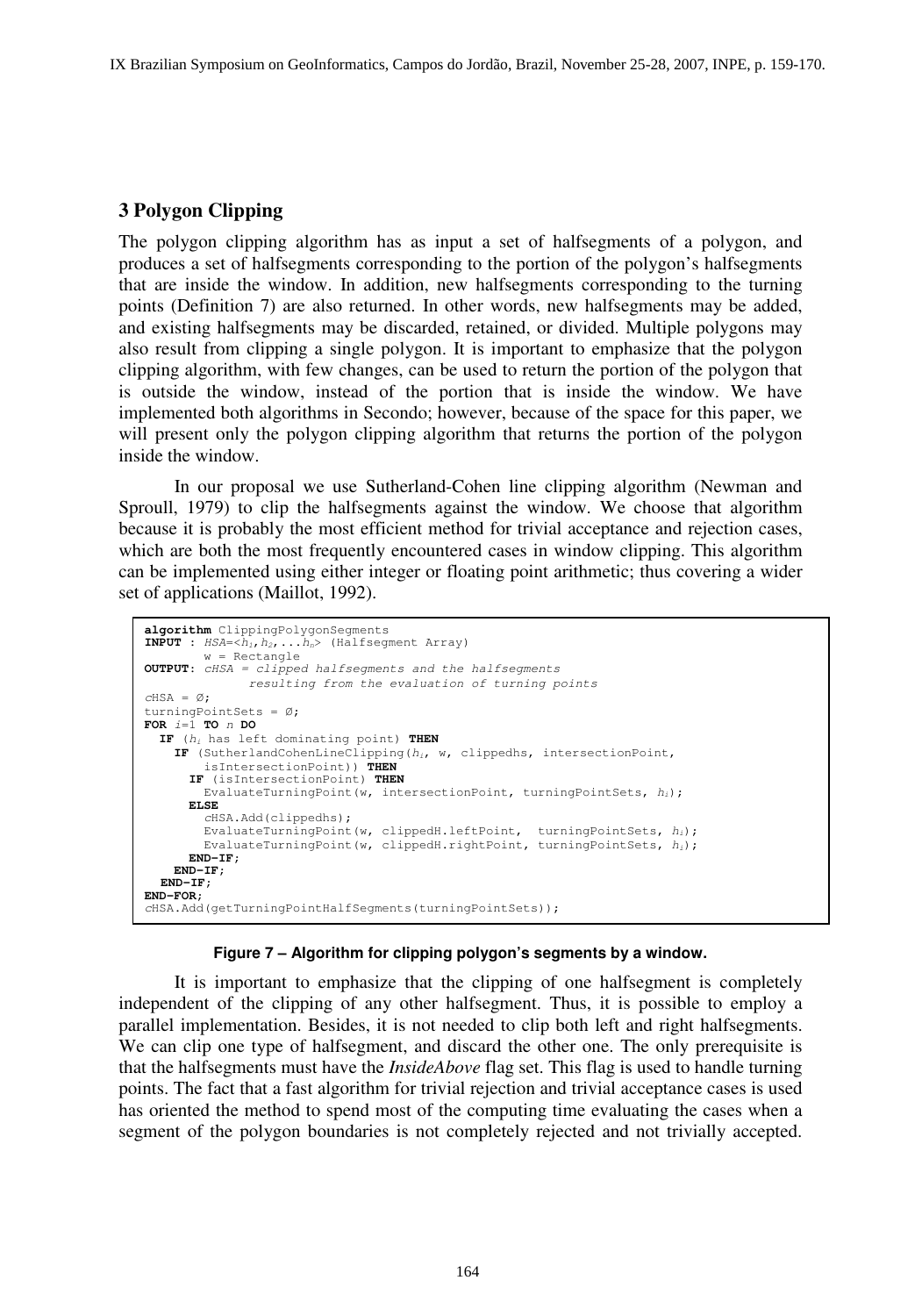## 3 Polygon Clipping

The polygon clipping algorithm has as input a set of halfsegments of a polygon, and produces a set of halfsegments corresponding to the portion of the polygon's halfsegments that are inside the window. In addition, new halfsegments corresponding to the turning points (Definition 7) are also returned. In other words, new halfsegments may be added, and existing halfsegments may be discarded, retained, or divided. Multiple polygons may also result from clipping a single polygon. It is important to emphasize that the polygon clipping algorithm, with few changes, can be used to return the portion of the polygon that is outside the window, instead of the portion that is inside the window. We have implemented both algorithms in Secondo; however, because of the space for this paper, we will present only the polygon clipping algorithm that returns the portion of the polygon inside the window.

In our proposal we use Sutherland-Cohen line clipping algorithm (Newman and Sproull, 1979) to clip the halfsegments against the window. We choose that algorithm because it is probably the most efficient method for trivial acceptance and rejection cases, which are both the most frequently encountered cases in window clipping. This algorithm can be implemented using either integer or floating point arithmetic; thus covering a wider set of applications (Maillot, 1992).

```
algorithm ClippingPolygonSegments
INPUT : HSA=<h1,h2,...hn> (Halfsegment Array)
        w = Rectangle
OUTPUT: cHSA = clipped halfsegments and the halfsegments
               resulting from the evaluation of turning points
cHSA = Ø;
turningPointSets = Ø;
FOR i=1 TO n DO
  IF (hi has left dominating point) THEN
    IF (SutherlandCohenLineClipping(hi, w, clippedhs, intersectionPoint,
        isIntersectionPoint)) THEN
      IF (isIntersectionPoint) THEN
        EvaluateTurningPoint(w, intersectionPoint, turningPointSets, hi);
      ELSE
        cHSA.Add(clippedhs);
        EvaluateTurningPoint(w, clippedH.leftPoint,  turningPointSets, hi);
        EvaluateTurningPoint(w, clippedH.rightPoint, turningPointSets, hi);
      END-IF;
    END-IF;
  END-IF;
END-FOR;
cHSA.Add(getTurningPointHalfSegments(turningPointSets));
```

**Figure 7 – Algorithm for clipping polygon's segments by a window.**

It is important to emphasize that the clipping of one halfsegment is completely independent of the clipping of any other halfsegment. Thus, it is possible to employ a parallel implementation. Besides, it is not needed to clip both left and right halfsegments. We can clip one type of halfsegment, and discard the other one. The only prerequisite is that the halfsegments must have the *InsideAbove* flag set. This flag is used to handle turning points. The fact that a fast algorithm for trivial rejection and trivial acceptance cases is used has oriented the method to spend most of the computing time evaluating the cases when a segment of the polygon boundaries is not completely rejected and not trivially accepted.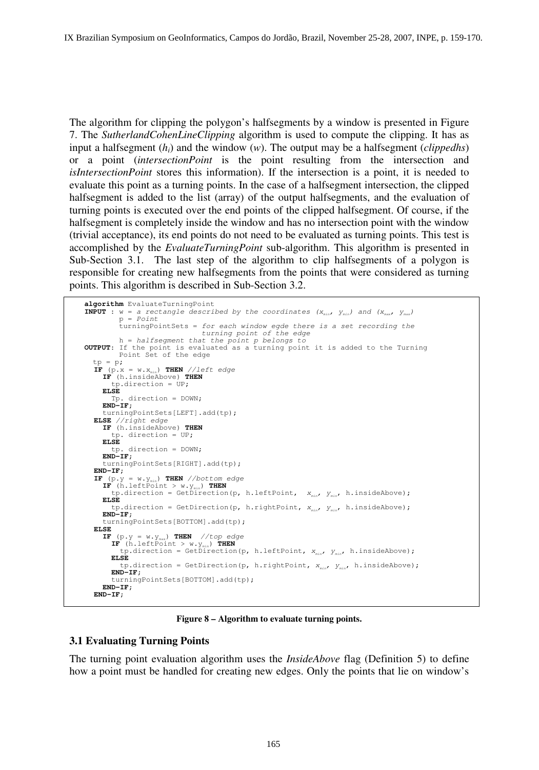The algorithm for clipping the polygon's halfsegments by a window is presented in Figure 7. The *SutherlandCohenLineClipping* algorithm is used to compute the clipping. It has as input a halfsegment ($h_i$) and the window ($w$). The output may be a halfsegment (*clippedhs*) or a point (*intersectionPoint* is the point resulting from the intersection and *isIntersectionPoint* stores this information). If the intersection is a point, it is needed to evaluate this point as a turning points. In the case of a halfsegment intersection, the clipped halfsegment is added to the list (array) of the output halfsegments, and the evaluation of turning points is executed over the end points of the clipped halfsegment. Of course, if the halfsegment is completely inside the window and has no intersection point with the window (trivial acceptance), its end points do not need to be evaluated as turning points. This test is accomplished by the *EvaluateTurningPoint* sub-algorithm. This algorithm is presented in Sub-Section 3.1. The last step of the algorithm to clip halfsegments of a polygon is responsible for creating new halfsegments from the points that were considered as turning points. This algorithm is described in Sub-Section 3.2.

```
algorithm EvaluateTurningPoint
INPUT : w = a rectangle described by the coordinates (xmin, ymin) and (xmax, ymax)
        p = Point
        turningPointSets = for each window egde there is a set recording the
                           turning point of the edge
        h = halfsegment that the point p belongs to
OUTPUT: If the point is evaluated as a turning point it is added to the Turning
        Point Set of the edge
  tp = p;
  IF (p.x = w.xmin) THEN //left edge
    IF (h.insideAbove) THEN
      tp.direction = UP;
    ELSE
      Tp. direction = DOWN;
    END-IF;
    turningPointSets[LEFT].add(tp);
  ELSE //right edge
    IF (h.insideAbove) THEN
      tp. direction = UP;
    ELSE
      tp. direction = DOWN;
    END-IF;
    turningPointSets[RIGHT].add(tp);
  END-IF;
  IF (p.y = w.ymin) THEN //bottom edge
    IF (h.leftPoint > w.ymin) THEN
      tp.direction = GetDirection(p, h.leftPoint,  xmin, ymin, h.insideAbove);
    ELSE
      tp.direction = GetDirection(p, h.rightPoint, xmin, ymin, h.insideAbove);
    END-IF;
    turningPointSets[BOTTOM].add(tp);
  ELSE
    IF (p.y = w.ymax) THEN  //top edge
      IF (h.leftPoint > w.ymin) THEN
        tp.direction = GetDirection(p, h.leftPoint, xmin, ymin, h.insideAbove);
      ELSE
        tp.direction = GetDirection(p, h.rightPoint, xmin, ymin, h.insideAbove);
      END-IF;
      turningPointSets[BOTTOM].add(tp);
    END-IF;
  END-IF;
```

**Figure 8 – Algorithm to evaluate turning points.**

### 3.1 Evaluating Turning Points

The turning point evaluation algorithm uses the *InsideAbove* flag (Definition 5) to define how a point must be handled for creating new edges. Only the points that lie on window's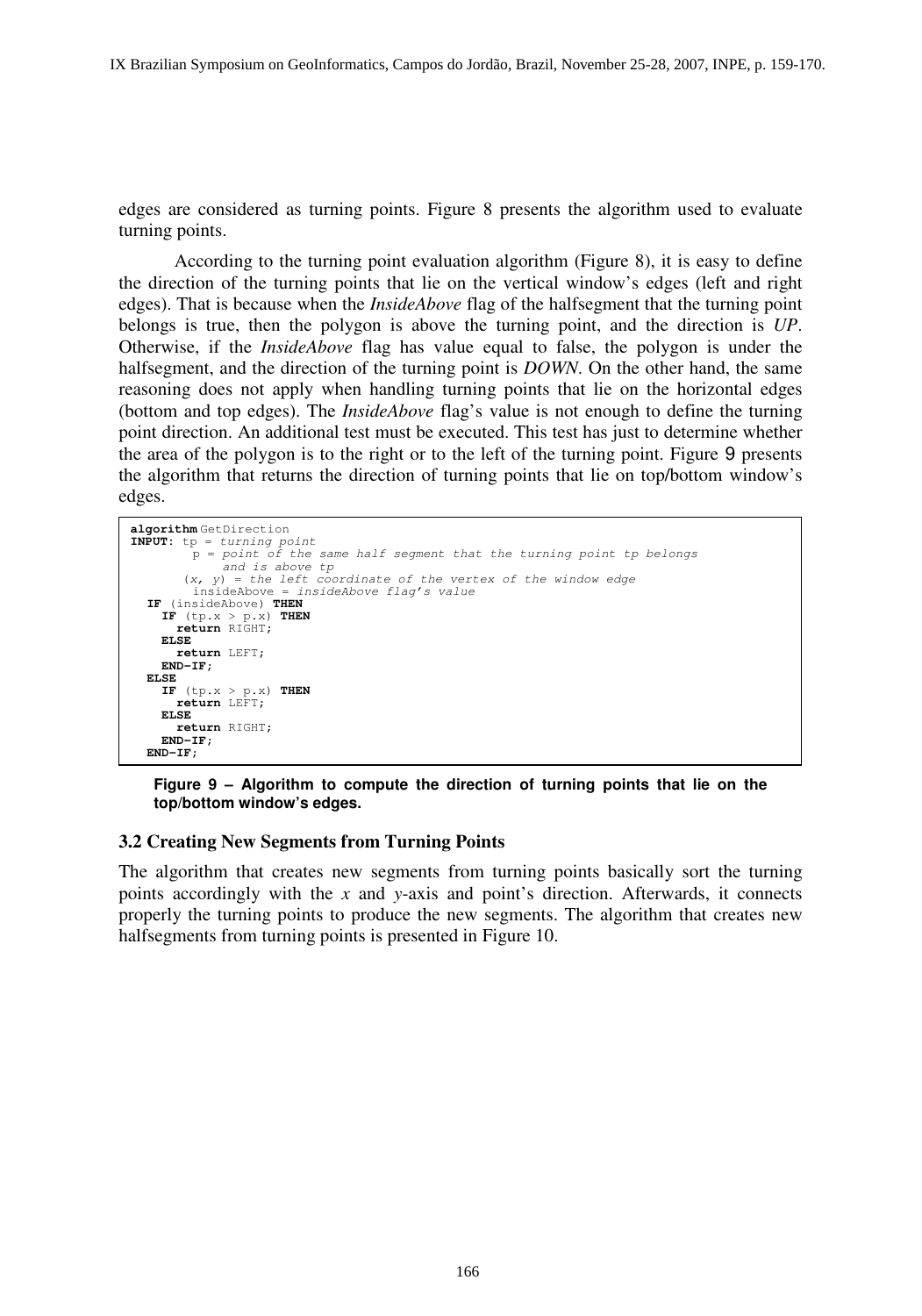edges are considered as turning points. Figure 8 presents the algorithm used to evaluate turning points.

According to the turning point evaluation algorithm (Figure 8), it is easy to define the direction of the turning points that lie on the vertical window's edges (left and right edges). That is because when the *InsideAbove* flag of the halfsegment that the turning point belongs is true, then the polygon is above the turning point, and the direction is *UP*. Otherwise, if the *InsideAbove* flag has value equal to false, the polygon is under the halfsegment, and the direction of the turning point is *DOWN*. On the other hand, the same reasoning does not apply when handling turning points that lie on the horizontal edges (bottom and top edges). The *InsideAbove* flag's value is not enough to define the turning point direction. An additional test must be executed. This test has just to determine whether the area of the polygon is to the right or to the left of the turning point. Figure 9 presents the algorithm that returns the direction of turning points that lie on top/bottom window's edges.

```
algorithm GetDirection
INPUT: tp = turning point
        p = point of the same half segment that the turning point tp belongs
            and is above tp
       (x, y) = the left coordinate of the vertex of the window edge
        insideAbove = insideAbove flag's value
  IF (insideAbove) THEN
    IF (tp.x > p.x) THEN
      return RIGHT;
    ELSE
      return LEFT;
    END-IF;
  ELSE
    IF (tp.x > p.x) THEN
      return LEFT;
    ELSE
      return RIGHT;
    END-IF;
  END-IF;
```

**Figure 9 – Algorithm to compute the direction of turning points that lie on the top/bottom window's edges.**

### 3.2 Creating New Segments from Turning Points

The algorithm that creates new segments from turning points basically sort the turning points accordingly with the *x* and *y*-axis and point's direction. Afterwards, it connects properly the turning points to produce the new segments. The algorithm that creates new halfsegments from turning points is presented in Figure 10.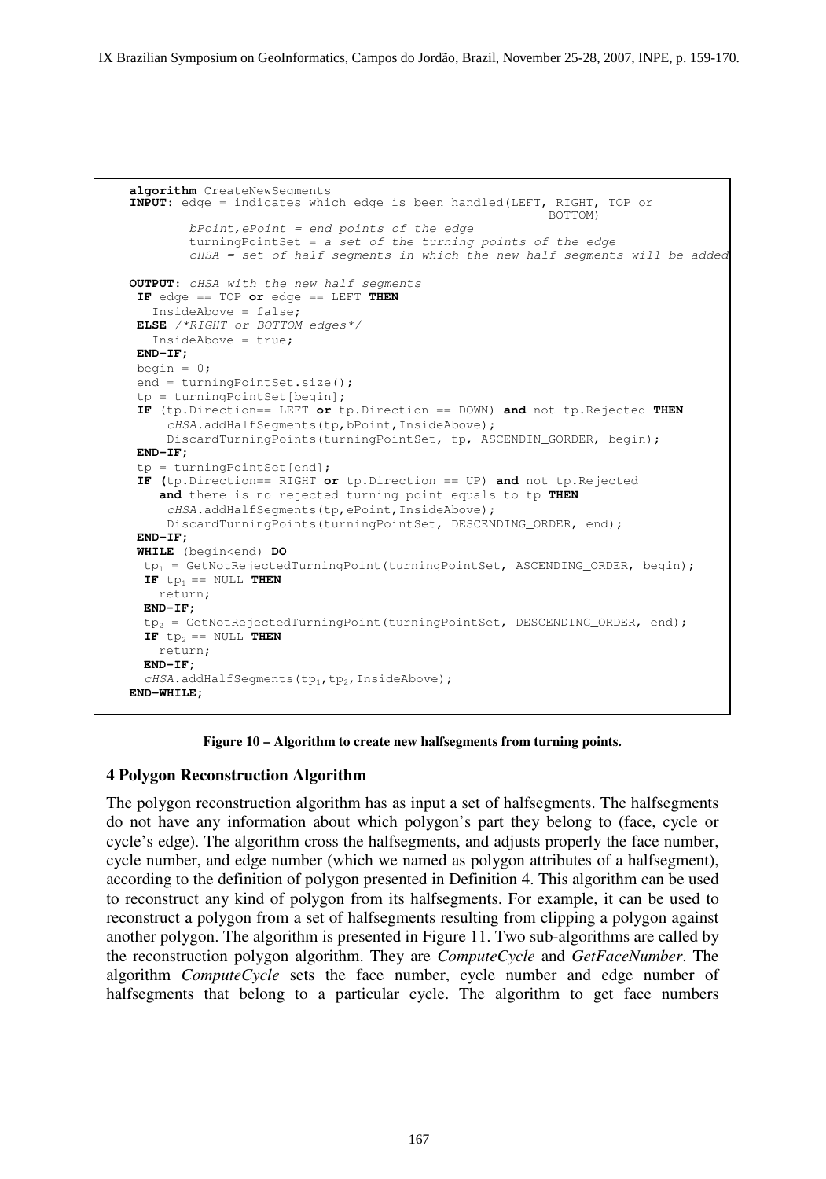```
algorithm CreateNewSegments
INPUT: edge = indicates which edge is been handled(LEFT, RIGHT, TOP or
                                                            BOTTOM)
        bPoint,ePoint = end points of the edge
        turningPointSet = a set of the turning points of the edge
        cHSA = set of half segments in which the new half segments will be added

OUTPUT: cHSA with the new half segments
 IF edge == TOP or edge == LEFT THEN
   InsideAbove = false;
 ELSE /*RIGHT or BOTTOM edges*/
   InsideAbove = true;
 END-IF;
 begin = 0;
 end = turningPointSet.size();
 tp = turningPointSet[begin];
 IF (tp.Direction== LEFT or tp.Direction == DOWN) and not tp.Rejected THEN
     cHSA.addHalfSegments(tp,bPoint,InsideAbove);
     DiscardTurningPoints(turningPointSet, tp, ASCENDIN_GORDER, begin);
 END-IF;
 tp = turningPointSet[end];
 IF (tp.Direction== RIGHT or tp.Direction == UP) and not tp.Rejected
    and there is no rejected turning point equals to tp THEN
     cHSA.addHalfSegments(tp,ePoint,InsideAbove);
     DiscardTurningPoints(turningPointSet, DESCENDING_ORDER, end);
 END-IF;
 WHILE (begin<end) DO
  tp1 = GetNotRejectedTurningPoint(turningPointSet, ASCENDING_ORDER, begin);
  IF tp1 == NULL THEN
    return;
  END-IF;
  tp2 = GetNotRejectedTurningPoint(turningPointSet, DESCENDING_ORDER, end);
  IF tp2 == NULL THEN
    return;
  END-IF;
  cHSA.addHalfSegments(tp1,tp2,InsideAbove);
END-WHILE;
```

**Figure 10 – Algorithm to create new halfsegments from turning points.**

## 4 Polygon Reconstruction Algorithm

The polygon reconstruction algorithm has as input a set of halfsegments. The halfsegments do not have any information about which polygon's part they belong to (face, cycle or cycle's edge). The algorithm cross the halfsegments, and adjusts properly the face number, cycle number, and edge number (which we named as polygon attributes of a halfsegment), according to the definition of polygon presented in Definition 4. This algorithm can be used to reconstruct any kind of polygon from its halfsegments. For example, it can be used to reconstruct a polygon from a set of halfsegments resulting from clipping a polygon against another polygon. The algorithm is presented in Figure 11. Two sub-algorithms are called by the reconstruction polygon algorithm. They are *ComputeCycle* and *GetFaceNumber*. The algorithm *ComputeCycle* sets the face number, cycle number and edge number of halfsegments that belong to a particular cycle. The algorithm to get face numbers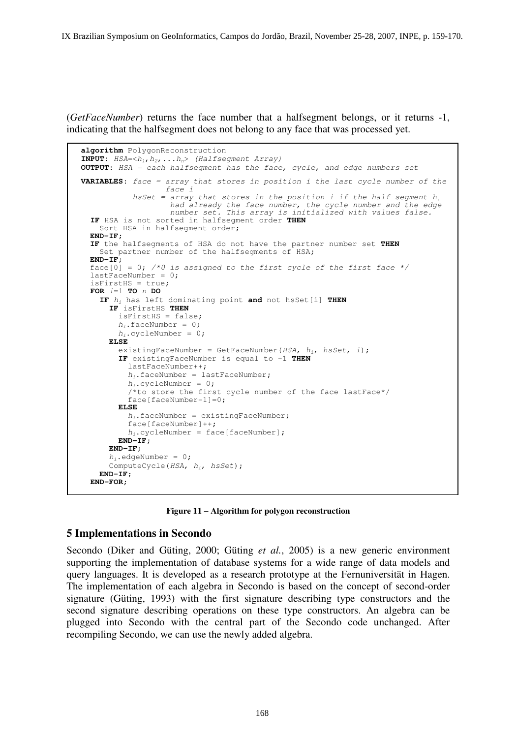(*GetFaceNumber*) returns the face number that a halfsegment belongs, or it returns -1, indicating that the halfsegment does not belong to any face that was processed yet.

```
algorithm PolygonReconstruction
INPUT: HSA=<h1,h2,...hn> (Halfsegment Array)
OUTPUT: HSA = each halfsegment has the face, cycle, and edge numbers set
VARIABLES: face = array that stores in position i the last cycle number of the
                  face i
           hsSet = array that stores in the position i if the half segment hi
                   had already the face number, the cycle number and the edge
                   number set. This array is initialized with values false.
  IF HSA is not sorted in halfsegment order THEN
    Sort HSA in halfsegment order;
  END-IF;
  IF the halfsegments of HSA do not have the partner number set THEN
    Set partner number of the halfsegments of HSA;
  END-IF;
  face[0] = 0; /*0 is assigned to the first cycle of the first face */
  lastFaceNumber = 0;
  isFirstHS = true;
  FOR i=1 TO n DO
    IF hi has left dominating point and not hsSet[i] THEN
      IF isFirstHS THEN
        isFirstHS = false;
        hi.faceNumber = 0;
        hi.cycleNumber = 0;
      ELSE
        existingFaceNumber = GetFaceNumber(HSA, hi, hsSet, i);
        IF existingFaceNumber is equal to -1 THEN
          lastFaceNumber++;
          hi.faceNumber = lastFaceNumber;
          hi.cycleNumber = 0;
          /*to store the first cycle number of the face lastFace*/
          face[faceNumber-1]=0;
        ELSE
          hi.faceNumber = existingFaceNumber;
          face[faceNumber]++;
          hi.cycleNumber = face[faceNumber];
        END-IF;
      END-IF;
      hi.edgeNumber = 0;
      ComputeCycle(HSA, hi, hsSet);
    END-IF;
  END-FOR;
```

**Figure 11 – Algorithm for polygon reconstruction**

## 5 Implementations in Secondo

Secondo (Diker and Güting, 2000; Güting *et al.*, 2005) is a new generic environment supporting the implementation of database systems for a wide range of data models and query languages. It is developed as a research prototype at the Fernuniversität in Hagen. The implementation of each algebra in Secondo is based on the concept of second-order signature (Güting, 1993) with the first signature describing type constructors and the second signature describing operations on these type constructors. An algebra can be plugged into Secondo with the central part of the Secondo code unchanged. After recompiling Secondo, we can use the newly added algebra.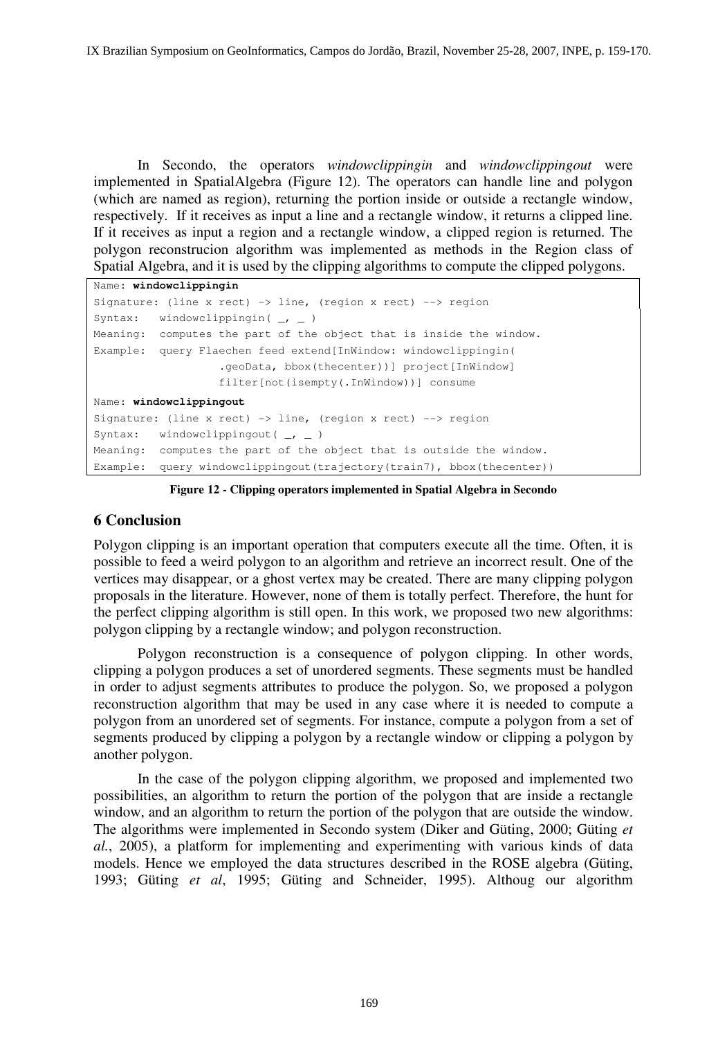In Secondo, the operators *windowclippingin* and *windowclippingout* were implemented in SpatialAlgebra (Figure 12). The operators can handle line and polygon (which are named as region), returning the portion inside or outside a rectangle window, respectively. If it receives as input a line and a rectangle window, it returns a clipped line. If it receives as input a region and a rectangle window, a clipped region is returned. The polygon reconstrucion algorithm was implemented as methods in the Region class of Spatial Algebra, and it is used by the clipping algorithms to compute the clipped polygons.

```
Name: windowclippingin
Signature: (line x rect) -> line, (region x rect) --> region
Syntax:   windowclippingin( _, _ )
Meaning:  computes the part of the object that is inside the window.
Example:  query Flaechen feed extend[InWindow: windowclippingin(
                  .geoData, bbox(thecenter))] project[InWindow]
                  filter[not(isempty(.InWindow))] consume
Name: windowclippingout
Signature: (line x rect) -> line, (region x rect) --> region
Syntax:   windowclippingout( _, _ )
Meaning:  computes the part of the object that is outside the window.
Example:  query windowclippingout(trajectory(train7), bbox(thecenter))
```

**Figure 12 - Clipping operators implemented in Spatial Algebra in Secondo**

## 6 Conclusion

Polygon clipping is an important operation that computers execute all the time. Often, it is possible to feed a weird polygon to an algorithm and retrieve an incorrect result. One of the vertices may disappear, or a ghost vertex may be created. There are many clipping polygon proposals in the literature. However, none of them is totally perfect. Therefore, the hunt for the perfect clipping algorithm is still open. In this work, we proposed two new algorithms: polygon clipping by a rectangle window; and polygon reconstruction.

Polygon reconstruction is a consequence of polygon clipping. In other words, clipping a polygon produces a set of unordered segments. These segments must be handled in order to adjust segments attributes to produce the polygon. So, we proposed a polygon reconstruction algorithm that may be used in any case where it is needed to compute a polygon from an unordered set of segments. For instance, compute a polygon from a set of segments produced by clipping a polygon by a rectangle window or clipping a polygon by another polygon.

In the case of the polygon clipping algorithm, we proposed and implemented two possibilities, an algorithm to return the portion of the polygon that are inside a rectangle window, and an algorithm to return the portion of the polygon that are outside the window. The algorithms were implemented in Secondo system (Diker and Güting, 2000; Güting *et al.*, 2005), a platform for implementing and experimenting with various kinds of data models. Hence we employed the data structures described in the ROSE algebra (Güting, 1993; Güting *et al*, 1995; Güting and Schneider, 1995). Althoug our algorithm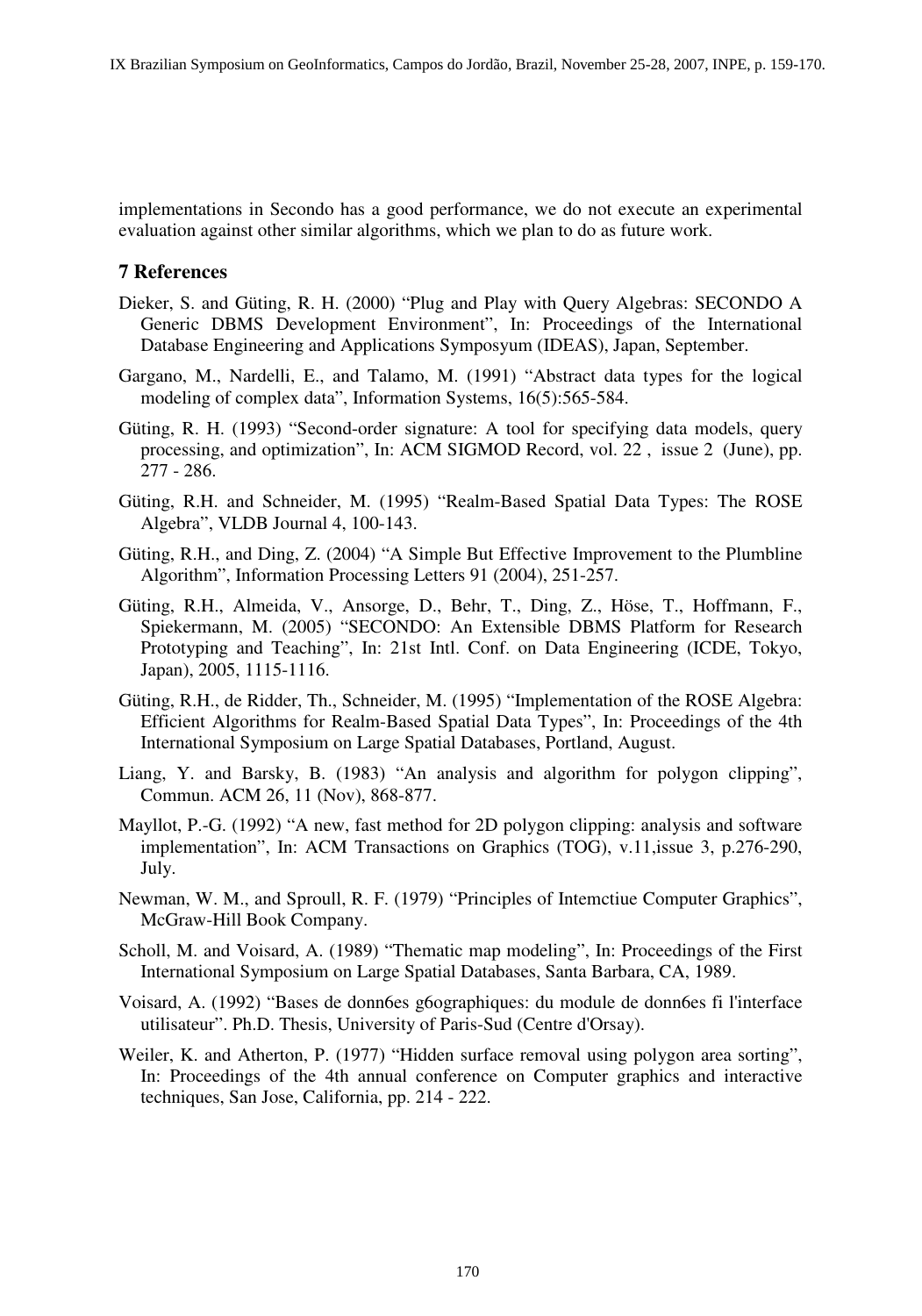implementations in Secondo has a good performance, we do not execute an experimental evaluation against other similar algorithms, which we plan to do as future work.

## 7 References

Dieker, S. and Güting, R. H. (2000) "Plug and Play with Query Algebras: SECONDO A Generic DBMS Development Environment", In: Proceedings of the International Database Engineering and Applications Symposyum (IDEAS), Japan, September.

Gargano, M., Nardelli, E., and Talamo, M. (1991) "Abstract data types for the logical modeling of complex data", Information Systems, 16(5):565-584.

Güting, R. H. (1993) "Second-order signature: A tool for specifying data models, query processing, and optimization", In: ACM SIGMOD Record, vol. 22 , issue 2 (June), pp. 277 - 286.

Güting, R.H. and Schneider, M. (1995) "Realm-Based Spatial Data Types: The ROSE Algebra", VLDB Journal 4, 100-143.

Güting, R.H., and Ding, Z. (2004) "A Simple But Effective Improvement to the Plumbline Algorithm", Information Processing Letters 91 (2004), 251-257.

Güting, R.H., Almeida, V., Ansorge, D., Behr, T., Ding, Z., Höse, T., Hoffmann, F., Spiekermann, M. (2005) "SECONDO: An Extensible DBMS Platform for Research Prototyping and Teaching", In: 21st Intl. Conf. on Data Engineering (ICDE, Tokyo, Japan), 2005, 1115-1116.

Güting, R.H., de Ridder, Th., Schneider, M. (1995) "Implementation of the ROSE Algebra: Efficient Algorithms for Realm-Based Spatial Data Types", In: Proceedings of the 4th International Symposium on Large Spatial Databases, Portland, August.

Liang, Y. and Barsky, B. (1983) "An analysis and algorithm for polygon clipping", Commun. ACM 26, 11 (Nov), 868-877.

Mayllot, P.-G. (1992) "A new, fast method for 2D polygon clipping: analysis and software implementation", In: ACM Transactions on Graphics (TOG), v.11,issue 3, p.276-290, July.

Newman, W. M., and Sproull, R. F. (1979) "Principles of Intemctiue Computer Graphics", McGraw-Hill Book Company.

Scholl, M. and Voisard, A. (1989) "Thematic map modeling", In: Proceedings of the First International Symposium on Large Spatial Databases, Santa Barbara, CA, 1989.

Voisard, A. (1992) "Bases de donn6es g6ographiques: du module de donn6es fi l'interface utilisateur". Ph.D. Thesis, University of Paris-Sud (Centre d'Orsay).

Weiler, K. and Atherton, P. (1977) "Hidden surface removal using polygon area sorting", In: Proceedings of the 4th annual conference on Computer graphics and interactive techniques, San Jose, California, pp. 214 - 222.